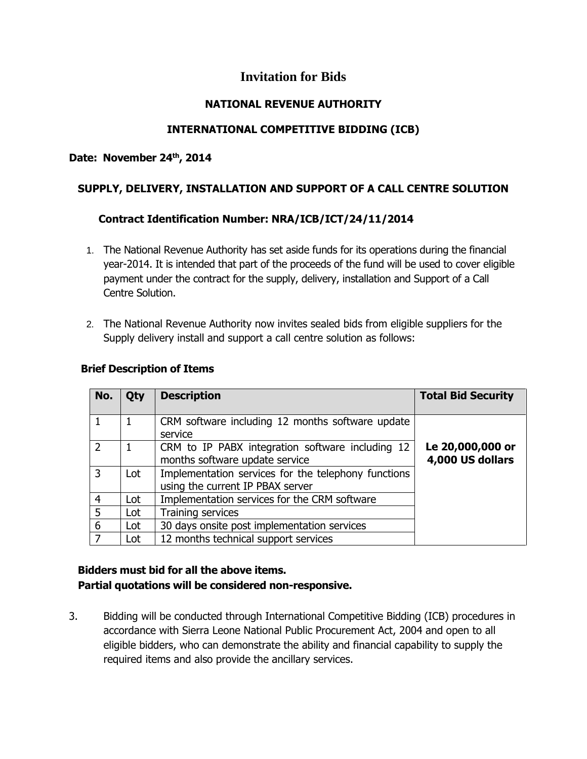# Invitation for Bids

## NATIONAL REVENUE AUTHORITY

## INTERNATIONAL COMPETITIVE BIDDING (ICB)

**Date: November 24th, 2014**

### SUPPLY, DELIVERY, INSTALLATION AND SUPPORT OF A CALL CENTRE SOLUTION

**Contract Identification Number: NRA/ICB/ICT/24/11/2014**

1. The National Revenue Authority has set aside funds for its operations during the financial year-2014. It is intended that part of the proceeds of the fund will be used to cover eligible payment under the contract for the supply, delivery, installation and Support of a Call Centre Solution.

2. The National Revenue Authority now invites sealed bids from eligible suppliers for the Supply delivery install and support a call centre solution as follows:

**Brief Description of Items**

| No. | Qty | Description | Total Bid Security |
|---|---|---|---|
| 1 | 1 | CRM software including 12 months software update service | **Le 20,000,000 or 4,000 US dollars** |
| 2 | 1 | CRM to IP PABX integration software including 12 months software update service | |
| 3 | Lot | Implementation services for the telephony functions using the current IP PBAX server | |
| 4 | Lot | Implementation services for the CRM software | |
| 5 | Lot | Training services | |
| 6 | Lot | 30 days onsite post implementation services | |
| 7 | Lot | 12 months technical support services | |

**Bidders must bid for all the above items.**
**Partial quotations will be considered non-responsive.**

3. Bidding will be conducted through International Competitive Bidding (ICB) procedures in accordance with Sierra Leone National Public Procurement Act, 2004 and open to all eligible bidders, who can demonstrate the ability and financial capability to supply the required items and also provide the ancillary services.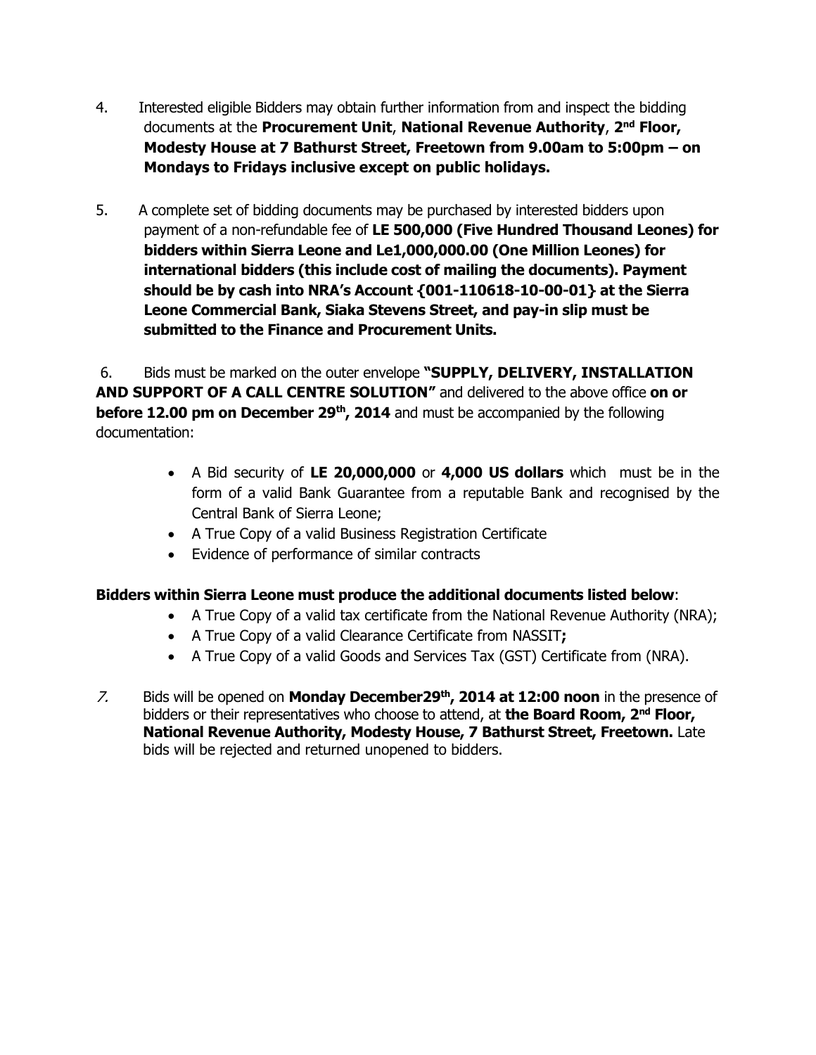4. Interested eligible Bidders may obtain further information from and inspect the bidding documents at the **Procurement Unit**, **National Revenue Authority**, **2nd Floor, Modesty House at 7 Bathurst Street, Freetown from 9.00am to 5:00pm – on Mondays to Fridays inclusive except on public holidays.**

5. A complete set of bidding documents may be purchased by interested bidders upon payment of a non-refundable fee of **LE 500,000 (Five Hundred Thousand Leones) for bidders within Sierra Leone and Le1,000,000.00 (One Million Leones) for international bidders (this include cost of mailing the documents). Payment should be by cash into NRA's Account {001-110618-10-00-01} at the Sierra Leone Commercial Bank, Siaka Stevens Street, and pay-in slip must be submitted to the Finance and Procurement Units.**

6. Bids must be marked on the outer envelope **"SUPPLY, DELIVERY, INSTALLATION AND SUPPORT OF A CALL CENTRE SOLUTION"** and delivered to the above office **on or before 12.00 pm on December 29th, 2014** and must be accompanied by the following documentation:

- A Bid security of **LE 20,000,000** or **4,000 US dollars** which must be in the form of a valid Bank Guarantee from a reputable Bank and recognised by the Central Bank of Sierra Leone;
- A True Copy of a valid Business Registration Certificate
- Evidence of performance of similar contracts

**Bidders within Sierra Leone must produce the additional documents listed below**:

- A True Copy of a valid tax certificate from the National Revenue Authority (NRA);
- A True Copy of a valid Clearance Certificate from NASSIT**;**
- A True Copy of a valid Goods and Services Tax (GST) Certificate from (NRA).

7. Bids will be opened on **Monday December29th, 2014 at 12:00 noon** in the presence of bidders or their representatives who choose to attend, at **the Board Room, 2nd Floor, National Revenue Authority, Modesty House, 7 Bathurst Street, Freetown.** Late bids will be rejected and returned unopened to bidders.